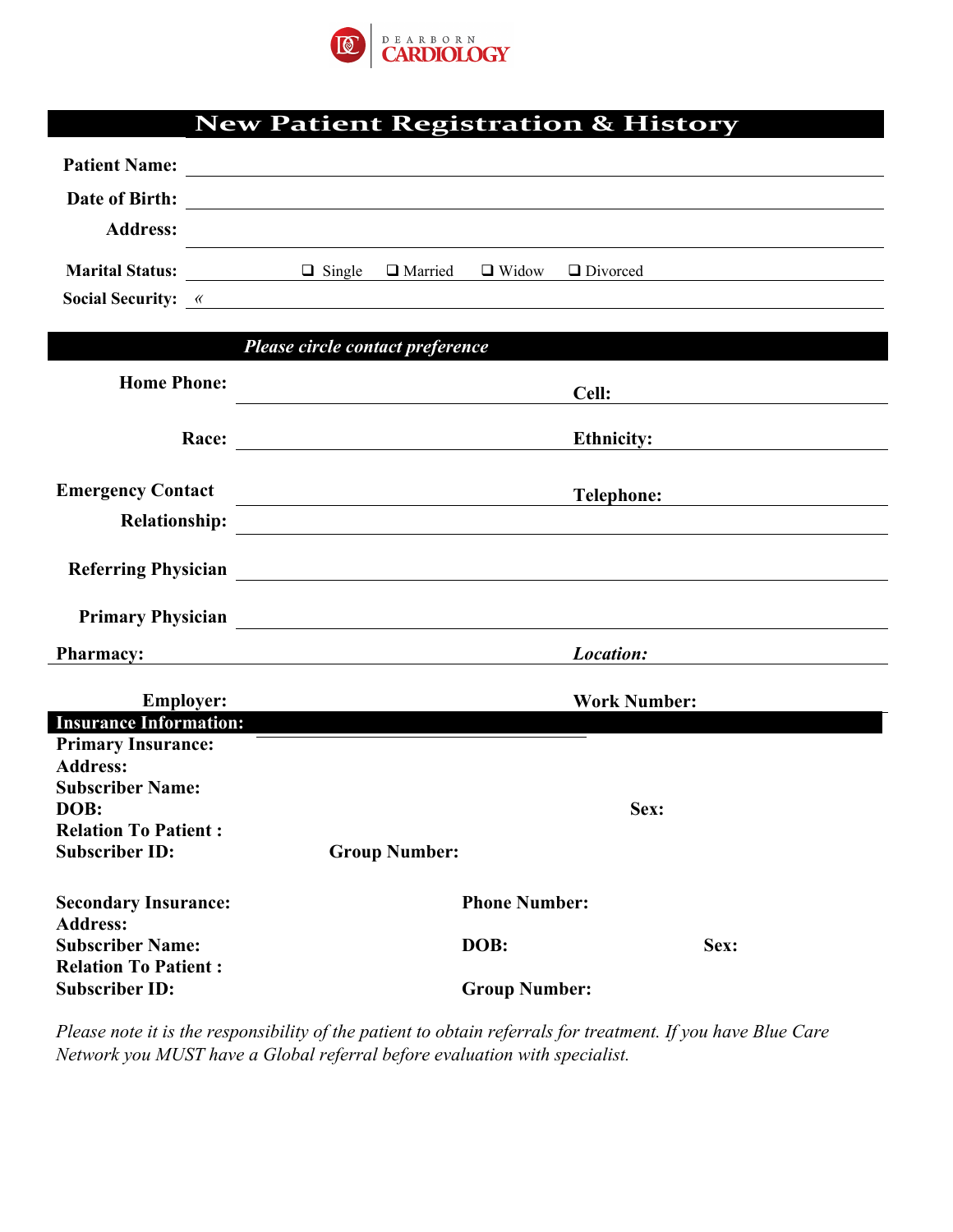DEARBORN CARDIOLOGY

# New Patient Registration & History

**Patient Name:** ______________________________

**Date of Birth:** ______________________________

**Address:** ______________________________

**Marital Status:** ______ ❑ Single ❑ Married ❑ Widow ❑ Divorced

**Social Security:** «

## *Please circle contact preference*

**Home Phone:** ______________ **Cell:** ______________

**Race:** ______________ **Ethnicity:** ______________

**Emergency Contact** ______________ **Telephone:** ______________

**Relationship:** ______________________________

**Referring Physician** ______________________________

**Primary Physician** ______________________________

**Pharmacy:** ______________ ***Location:*** ______________

**Employer:** ______________ **Work Number:** ______________

## Insurance Information:

**Primary Insurance:** ______________

**Address:**

**Subscriber Name:**

**DOB:** **Sex:**

**Relation To Patient :**

**Subscriber ID:** **Group Number:**

**Secondary Insurance:** **Phone Number:**

**Address:**

**Subscriber Name:** **DOB:** **Sex:**

**Relation To Patient :**

**Subscriber ID:** **Group Number:**

*Please note it is the responsibility of the patient to obtain referrals for treatment. If you have Blue Care Network you MUST have a Global referral before evaluation with specialist.*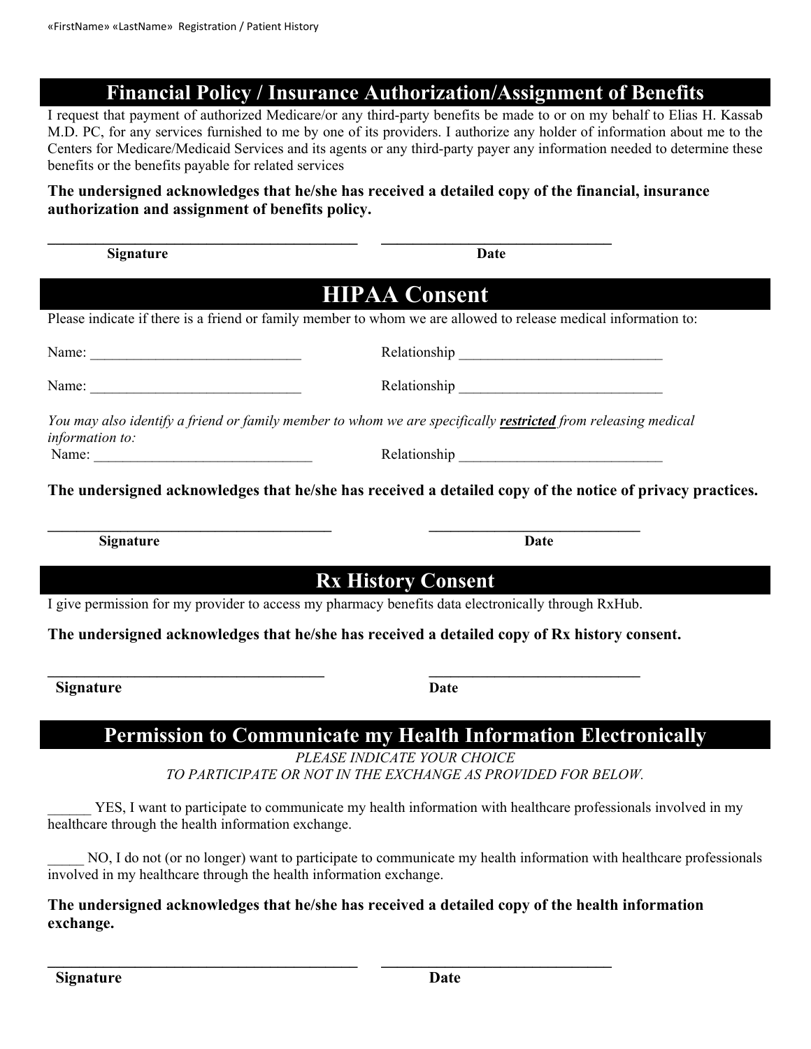## Financial Policy / Insurance Authorization/Assignment of Benefits

I request that payment of authorized Medicare/or any third-party benefits be made to or on my behalf to Elias H. Kassab M.D. PC, for any services furnished to me by one of its providers. I authorize any holder of information about me to the Centers for Medicare/Medicaid Services and its agents or any third-party payer any information needed to determine these benefits or the benefits payable for related services

**The undersigned acknowledges that he/she has received a detailed copy of the financial, insurance authorization and assignment of benefits policy.**

________________________________________ ______________________________

**Signature** **Date**

## HIPAA Consent

Please indicate if there is a friend or family member to whom we are allowed to release medical information to:

Name: ____________________________ Relationship ___________________________

Name: ____________________________ Relationship ___________________________

*You may also identify a friend or family member to whom we are specifically* ***restricted*** *from releasing medical information to:*

Name: _____________________________ Relationship ___________________________

**The undersigned acknowledges that he/she has received a detailed copy of the notice of privacy practices.**

_____________________________________ ____________________________

**Signature** **Date**

## Rx History Consent

I give permission for my provider to access my pharmacy benefits data electronically through RxHub.

**The undersigned acknowledges that he/she has received a detailed copy of Rx history consent.**

_____________________________________ ____________________________

**Signature** **Date**

## Permission to Communicate my Health Information Electronically

*PLEASE INDICATE YOUR CHOICE*
*TO PARTICIPATE OR NOT IN THE EXCHANGE AS PROVIDED FOR BELOW.*

______ YES, I want to participate to communicate my health information with healthcare professionals involved in my healthcare through the health information exchange.

_____ NO, I do not (or no longer) want to participate to communicate my health information with healthcare professionals involved in my healthcare through the health information exchange.

**The undersigned acknowledges that he/she has received a detailed copy of the health information exchange.**

________________________________________ ______________________________

**Signature** **Date**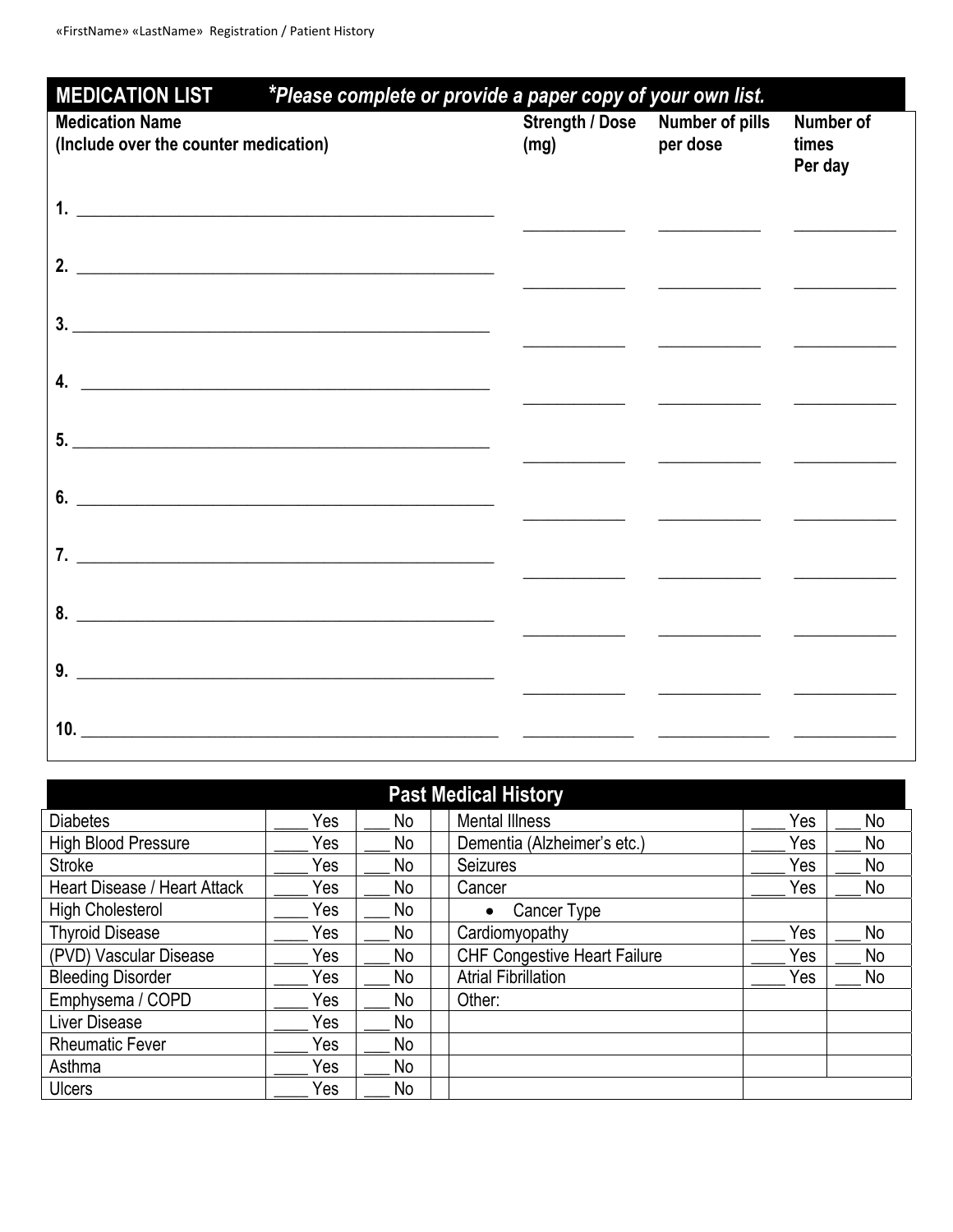## MEDICATION LIST *Please complete or provide a paper copy of your own list.*

| Medication Name (Include over the counter medication) | Strength / Dose (mg) | Number of pills per dose | Number of times Per day |
|---|---|---|---|
| 1. ______________________________ | __________ | __________ | __________ |
| 2. ______________________________ | __________ | __________ | __________ |
| 3. ______________________________ | __________ | __________ | __________ |
| 4. ______________________________ | __________ | __________ | __________ |
| 5. ______________________________ | __________ | __________ | __________ |
| 6. ______________________________ | __________ | __________ | __________ |
| 7. ______________________________ | __________ | __________ | __________ |
| 8. ______________________________ | __________ | __________ | __________ |
| 9. ______________________________ | __________ | __________ | __________ |
| 10. ______________________________ | __________ | __________ | __________ |

## Past Medical History

| | | | | | |
|---|---|---|---|---|---|
| Diabetes | ____ Yes | ___ No | Mental Illness | ____ Yes | ___ No |
| High Blood Pressure | ____ Yes | ___ No | Dementia (Alzheimer's etc.) | ____ Yes | ___ No |
| Stroke | ____ Yes | ___ No | Seizures | ____ Yes | ___ No |
| Heart Disease / Heart Attack | ____ Yes | ___ No | Cancer | ____ Yes | ___ No |
| High Cholesterol | ____ Yes | ___ No | • Cancer Type | | |
| Thyroid Disease | ____ Yes | ___ No | Cardiomyopathy | ____ Yes | ___ No |
| (PVD) Vascular Disease | ____ Yes | ___ No | CHF Congestive Heart Failure | ____ Yes | ___ No |
| Bleeding Disorder | ____ Yes | ___ No | Atrial Fibrillation | ____ Yes | ___ No |
| Emphysema / COPD | ____ Yes | ___ No | Other: | | |
| Liver Disease | ____ Yes | ___ No | | | |
| Rheumatic Fever | ____ Yes | ___ No | | | |
| Asthma | ____ Yes | ___ No | | | |
| Ulcers | ____ Yes | ___ No | | | |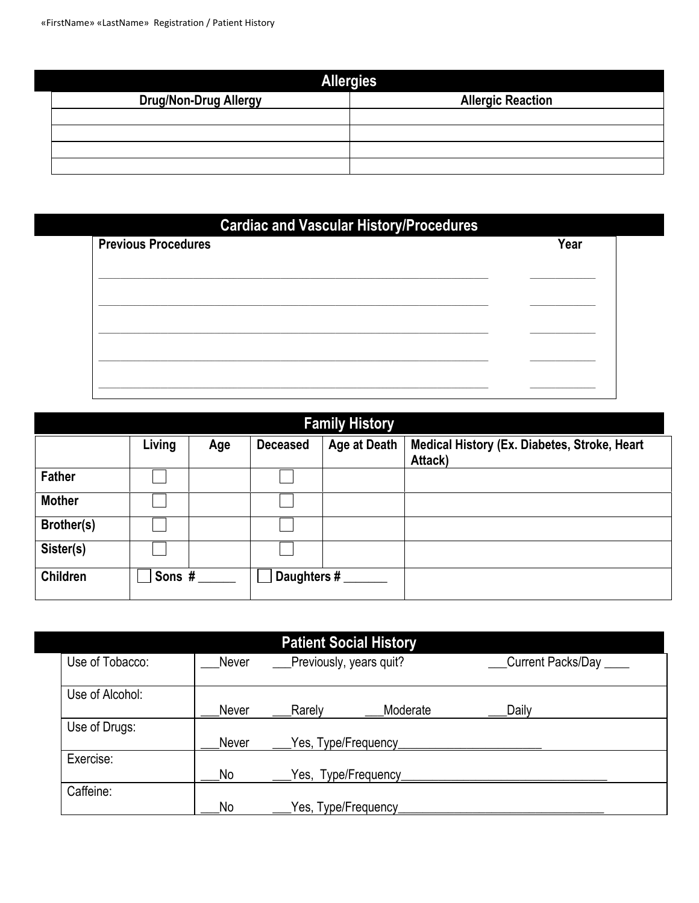## Allergies

| Drug/Non-Drug Allergy | Allergic Reaction |
|---|---|
| | |
| | |
| | |
| | |

## Cardiac and Vascular History/Procedures

| Previous Procedures | Year |
|---|---|
| ______________________________ | ________ |
| ______________________________ | ________ |
| ______________________________ | ________ |
| ______________________________ | ________ |
| ______________________________ | ________ |

## Family History

| | Living | Age | Deceased | Age at Death | Medical History (Ex. Diabetes, Stroke, Heart Attack) |
|---|---|---|---|---|---|
| Father | ☐ | | ☐ | | |
| Mother | ☐ | | ☐ | | |
| Brother(s) | ☐ | | ☐ | | |
| Sister(s) | ☐ | | ☐ | | |
| Children | ☐ Sons # ______ | | ☐ Daughters # _______ | | |

## Patient Social History

| | |
|---|---|
| Use of Tobacco: | ___Never ___Previously, years quit? ___Current Packs/Day ____ |
| Use of Alcohol: | ___Never ___Rarely ___Moderate ___Daily |
| Use of Drugs: | ___Never ___Yes, Type/Frequency______________________ |
| Exercise: | ___No ___Yes, Type/Frequency________________________________ |
| Caffeine: | ___No ___Yes, Type/Frequency________________________________ |